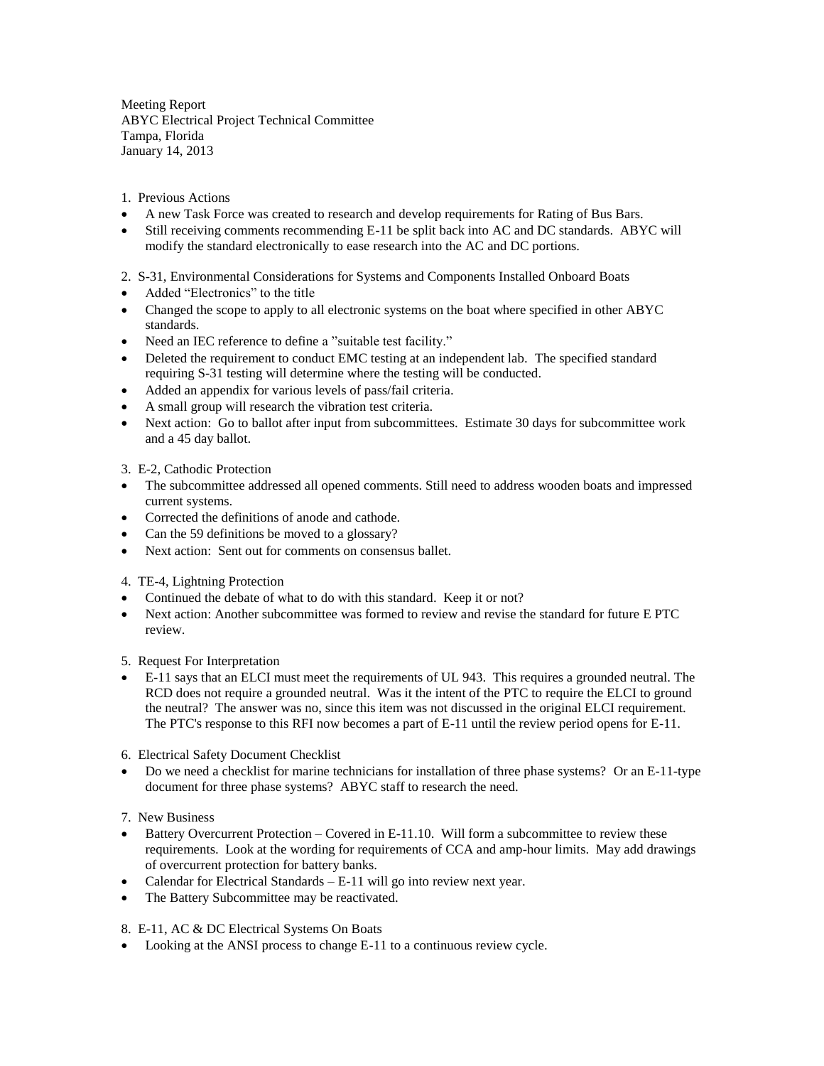Meeting Report
ABYC Electrical Project Technical Committee
Tampa, Florida
January 14, 2013

1. Previous Actions

- A new Task Force was created to research and develop requirements for Rating of Bus Bars.
- Still receiving comments recommending E-11 be split back into AC and DC standards. ABYC will modify the standard electronically to ease research into the AC and DC portions.

2. S-31, Environmental Considerations for Systems and Components Installed Onboard Boats

- Added "Electronics" to the title
- Changed the scope to apply to all electronic systems on the boat where specified in other ABYC standards.
- Need an IEC reference to define a "suitable test facility."
- Deleted the requirement to conduct EMC testing at an independent lab. The specified standard requiring S-31 testing will determine where the testing will be conducted.
- Added an appendix for various levels of pass/fail criteria.
- A small group will research the vibration test criteria.
- Next action: Go to ballot after input from subcommittees. Estimate 30 days for subcommittee work and a 45 day ballot.

3. E-2, Cathodic Protection

- The subcommittee addressed all opened comments. Still need to address wooden boats and impressed current systems.
- Corrected the definitions of anode and cathode.
- Can the 59 definitions be moved to a glossary?
- Next action: Sent out for comments on consensus ballet.

4. TE-4, Lightning Protection

- Continued the debate of what to do with this standard. Keep it or not?
- Next action: Another subcommittee was formed to review and revise the standard for future E PTC review.

5. Request For Interpretation

- E-11 says that an ELCI must meet the requirements of UL 943. This requires a grounded neutral. The RCD does not require a grounded neutral. Was it the intent of the PTC to require the ELCI to ground the neutral? The answer was no, since this item was not discussed in the original ELCI requirement. The PTC's response to this RFI now becomes a part of E-11 until the review period opens for E-11.

6. Electrical Safety Document Checklist

- Do we need a checklist for marine technicians for installation of three phase systems? Or an E-11-type document for three phase systems? ABYC staff to research the need.

7. New Business

- Battery Overcurrent Protection – Covered in E-11.10. Will form a subcommittee to review these requirements. Look at the wording for requirements of CCA and amp-hour limits. May add drawings of overcurrent protection for battery banks.
- Calendar for Electrical Standards – E-11 will go into review next year.
- The Battery Subcommittee may be reactivated.

8. E-11, AC & DC Electrical Systems On Boats

- Looking at the ANSI process to change E-11 to a continuous review cycle.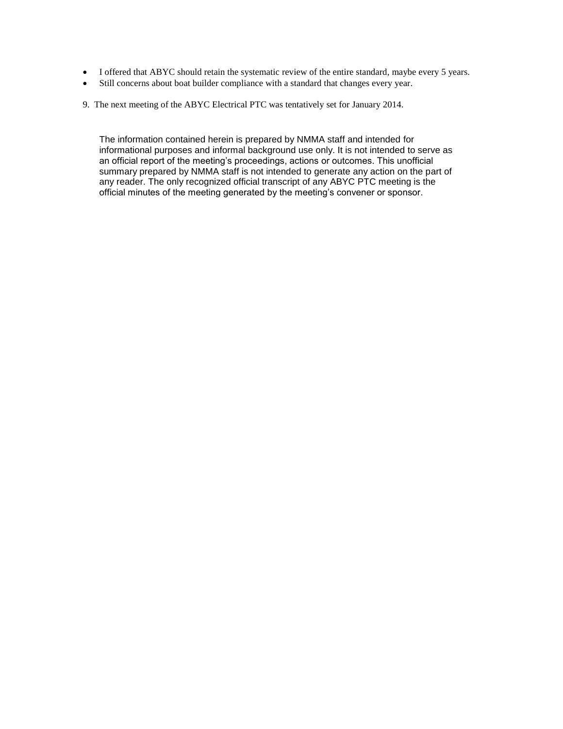- I offered that ABYC should retain the systematic review of the entire standard, maybe every 5 years.
- Still concerns about boat builder compliance with a standard that changes every year.

9. The next meeting of the ABYC Electrical PTC was tentatively set for January 2014.

The information contained herein is prepared by NMMA staff and intended for informational purposes and informal background use only. It is not intended to serve as an official report of the meeting's proceedings, actions or outcomes. This unofficial summary prepared by NMMA staff is not intended to generate any action on the part of any reader. The only recognized official transcript of any ABYC PTC meeting is the official minutes of the meeting generated by the meeting's convener or sponsor.